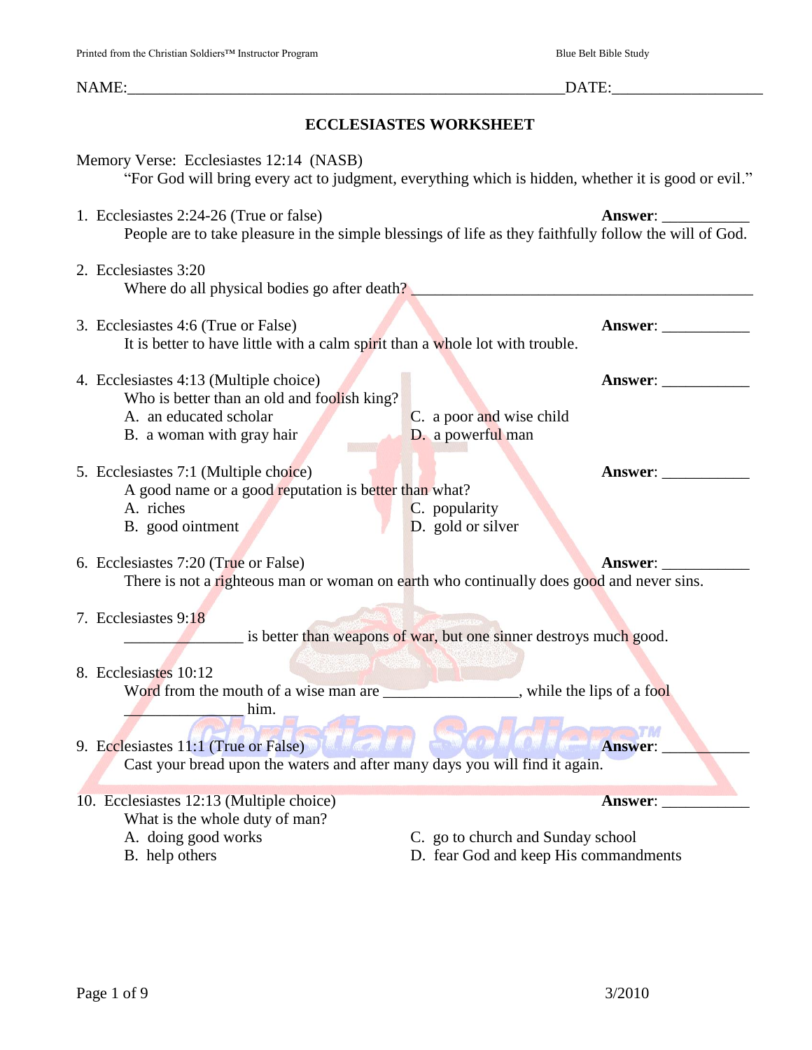NAME:____________________________________________________________DATE:____________________

# ECCLESIASTES WORKSHEET

Memory Verse: Ecclesiastes 12:14 (NASB)

"For God will bring every act to judgment, everything which is hidden, whether it is good or evil."

1. Ecclesiastes 2:24-26 (True or false) **Answer**: ___________

   People are to take pleasure in the simple blessings of life as they faithfully follow the will of God.

2. Ecclesiastes 3:20

   Where do all physical bodies go after death? ____________________________________________

3. Ecclesiastes 4:6 (True or False) **Answer**: ___________

   It is better to have little with a calm spirit than a whole lot with trouble.

4. Ecclesiastes 4:13 (Multiple choice) **Answer**: ___________

   Who is better than an old and foolish king?

   A. an educated scholar
   B. a woman with gray hair
   C. a poor and wise child
   D. a powerful man

5. Ecclesiastes 7:1 (Multiple choice) **Answer**: ___________

   A good name or a good reputation is better than what?

   A. riches
   B. good ointment
   C. popularity
   D. gold or silver

6. Ecclesiastes 7:20 (True or False) **Answer**: ___________

   There is not a righteous man or woman on earth who continually does good and never sins.

7. Ecclesiastes 9:18

   _______________ is better than weapons of war, but one sinner destroys much good.

8. Ecclesiastes 10:12

   Word from the mouth of a wise man are _________________, while the lips of a fool _______________ him.

9. Ecclesiastes 11:1 (True or False) **Answer**: ___________

   Cast your bread upon the waters and after many days you will find it again.

10. Ecclesiastes 12:13 (Multiple choice) **Answer**: ___________

    What is the whole duty of man?

    A. doing good works
    B. help others
    C. go to church and Sunday school
    D. fear God and keep His commandments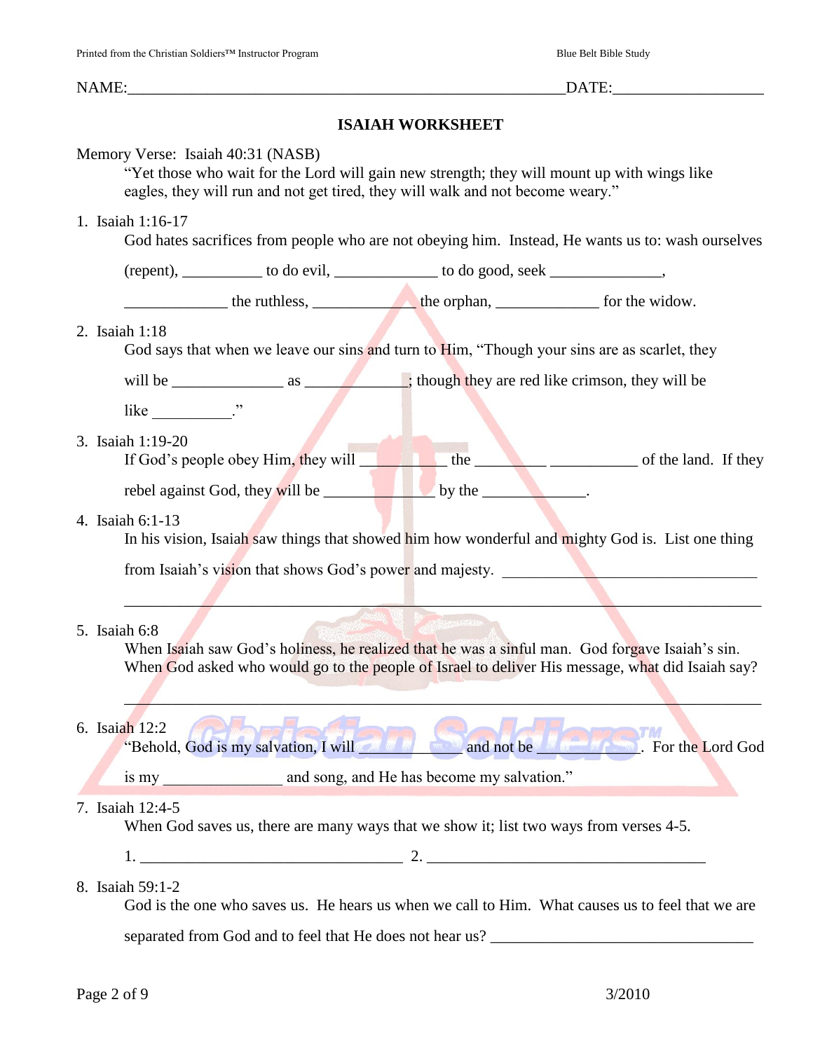NAME:\_\_\_\_\_\_\_\_\_\_\_\_\_\_\_\_\_\_\_\_\_\_\_\_\_\_\_\_\_\_\_\_\_\_\_\_\_\_\_\_\_\_\_\_\_\_\_\_\_\_\_\_\_\_\_DATE:\_\_\_\_\_\_\_\_\_\_\_\_\_\_\_\_\_\_\_

## ISAIAH WORKSHEET

Memory Verse: Isaiah 40:31 (NASB)

> "Yet those who wait for the Lord will gain new strength; they will mount up with wings like eagles, they will run and not get tired, they will walk and not become weary."

1. Isaiah 1:16-17
   God hates sacrifices from people who are not obeying him. Instead, He wants us to: wash ourselves (repent), __________ to do evil, _____________ to do good, seek ______________, _____________ the ruthless, _____________ the orphan, _____________ for the widow.

2. Isaiah 1:18
   God says that when we leave our sins and turn to Him, "Though your sins are as scarlet, they will be ______________ as _____________; though they are red like crimson, they will be like __________."

3. Isaiah 1:19-20
   If God's people obey Him, they will __________ the _________ ___________ of the land. If they rebel against God, they will be _____________ by the _____________.

4. Isaiah 6:1-13
   In his vision, Isaiah saw things that showed him how wonderful and mighty God is. List one thing from Isaiah's vision that shows God's power and majesty. _________________________________
   ___________________________________________________________________________

5. Isaiah 6:8
   When Isaiah saw God's holiness, he realized that he was a sinful man. God forgave Isaiah's sin. When God asked who would go to the people of Israel to deliver His message, what did Isaiah say?
   ___________________________________________________________________________

6. Isaiah 12:2
   "Behold, God is my salvation, I will _____________ and not be ______________. For the Lord God is my _______________ and song, and He has become my salvation."

7. Isaiah 12:4-5
   When God saves us, there are many ways that we show it; list two ways from verses 4-5.
   1. __________________________________ 2. ____________________________________

8. Isaiah 59:1-2
   God is the one who saves us. He hears us when we call to Him. What causes us to feel that we are separated from God and to feel that He does not hear us? _________________________________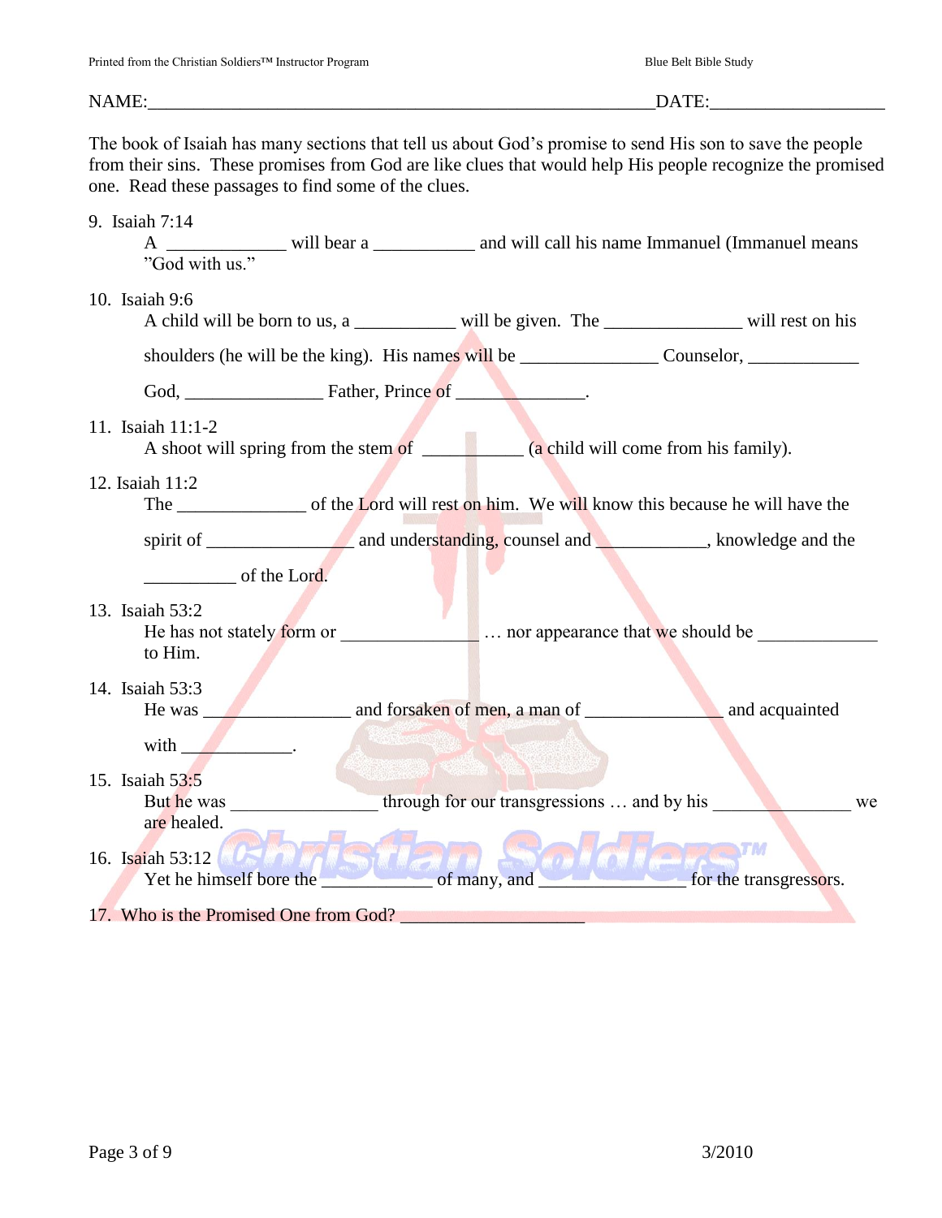NAME:_______________________________________________________DATE:__________________

The book of Isaiah has many sections that tell us about God's promise to send His son to save the people from their sins. These promises from God are like clues that would help His people recognize the promised one. Read these passages to find some of the clues.

9. Isaiah 7:14
   A _____________ will bear a ___________ and will call his name Immanuel (Immanuel means "God with us."

10. Isaiah 9:6
    A child will be born to us, a ___________ will be given. The _______________ will rest on his shoulders (he will be the king). His names will be _______________ Counselor, ____________ God, _______________ Father, Prince of _______________.

11. Isaiah 11:1-2
    A shoot will spring from the stem of ___________ (a child will come from his family).

12. Isaiah 11:2
    The ______________ of the Lord will rest on him. We will know this because he will have the spirit of ________________ and understanding, counsel and ____________, knowledge and the __________ of the Lord.

13. Isaiah 53:2
    He has not stately form or _______________ … nor appearance that we should be _____________ to Him.

14. Isaiah 53:3
    He was ________________ and forsaken of men, a man of _______________ and acquainted with ____________.

15. Isaiah 53:5
    But he was ________________ through for our transgressions … and by his _______________ we are healed.

16. Isaiah 53:12
    Yet he himself bore the ____________ of many, and ________________ for the transgressors.

17. Who is the Promised One from God? ____________________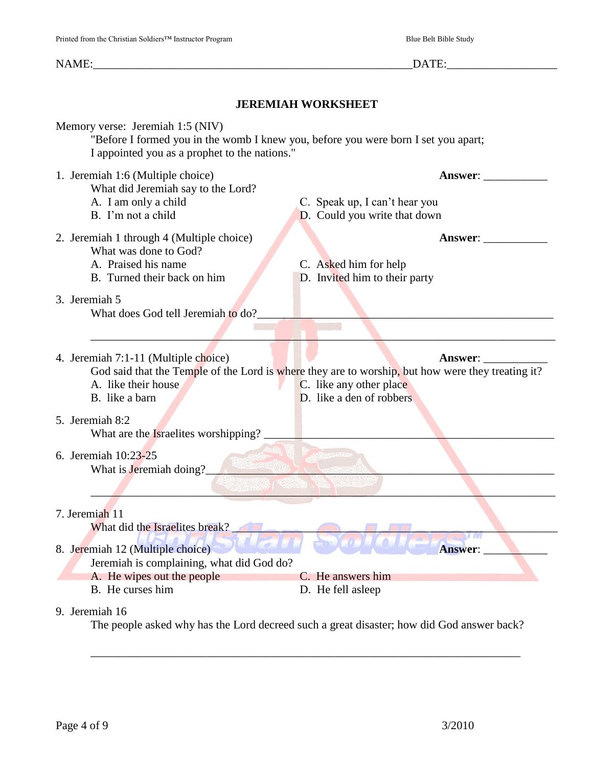NAME:_______________________________________________________DATE:__________________

## JEREMIAH WORKSHEET

Memory verse: Jeremiah 1:5 (NIV)

"Before I formed you in the womb I knew you, before you were born I set you apart;
I appointed you as a prophet to the nations."

1. Jeremiah 1:6 (Multiple choice) **Answer**: ___________

   What did Jeremiah say to the Lord?

   A. I am only a child
   B. I'm not a child
   C. Speak up, I can't hear you
   D. Could you write that down

2. Jeremiah 1 through 4 (Multiple choice) **Answer**: ___________

   What was done to God?

   A. Praised his name
   B. Turned their back on him
   C. Asked him for help
   D. Invited him to their party

3. Jeremiah 5

   What does God tell Jeremiah to do?_______________________________________________

   ___________________________________________________________________________

4. Jeremiah 7:1-11 (Multiple choice) **Answer**: ___________

   God said that the Temple of the Lord is where they are to worship, but how were they treating it?

   A. like their house
   B. like a barn
   C. like any other place
   D. like a den of robbers

5. Jeremiah 8:2

   What are the Israelites worshipping? _____________________________________________

6. Jeremiah 10:23-25

   What is Jeremiah doing?_________________________________________________________

   ___________________________________________________________________________

7. Jeremiah 11

   What did the Israelites break? ___________________________________________________

8. Jeremiah 12 (Multiple choice) **Answer**: ___________

   Jeremiah is complaining, what did God do?

   A. He wipes out the people
   B. He curses him
   C. He answers him
   D. He fell asleep

9. Jeremiah 16

   The people asked why has the Lord decreed such a great disaster; how did God answer back?

   ___________________________________________________________________________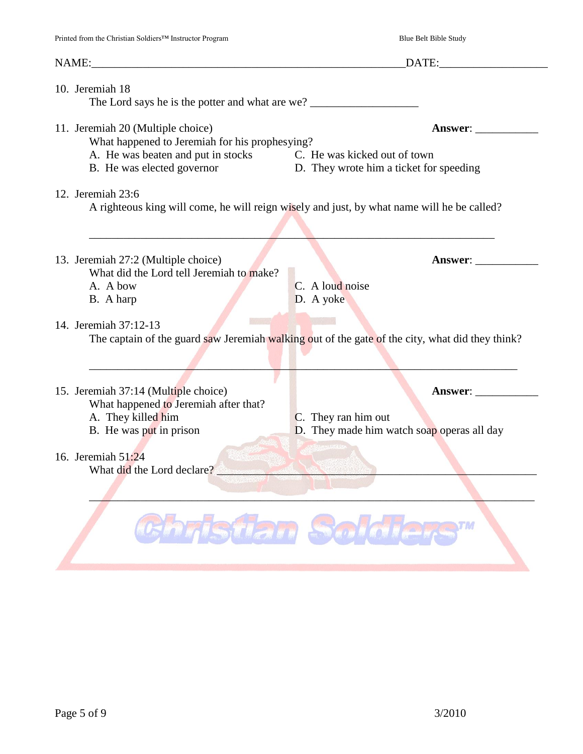NAME:\_\_\_\_\_\_\_\_\_\_\_\_\_\_\_\_\_\_\_\_\_\_\_\_\_\_\_\_\_\_\_\_\_\_\_\_\_\_\_\_\_\_\_\_\_\_\_\_\_\_\_\_\_\_\_\_DATE:\_\_\_\_\_\_\_\_\_\_\_\_\_\_\_\_\_\_\_\_

10. Jeremiah 18
    The Lord says he is the potter and what are we? \_\_\_\_\_\_\_\_\_\_\_\_\_\_\_\_\_\_\_

11. Jeremiah 20 (Multiple choice) **Answer**: \_\_\_\_\_\_\_\_\_\_\_
    What happened to Jeremiah for his prophesying?
    A. He was beaten and put in stocks
    B. He was elected governor
    C. He was kicked out of town
    D. They wrote him a ticket for speeding

12. Jeremiah 23:6
    A righteous king will come, he will reign wisely and just, by what name will he be called?

    \_\_\_\_\_\_\_\_\_\_\_\_\_\_\_\_\_\_\_\_\_\_\_\_\_\_\_\_\_\_\_\_\_\_\_\_\_\_\_\_\_\_\_\_\_\_\_\_\_\_\_\_\_\_\_\_\_\_\_\_\_\_\_\_\_\_\_\_\_\_

13. Jeremiah 27:2 (Multiple choice) **Answer**: \_\_\_\_\_\_\_\_\_\_\_
    What did the Lord tell Jeremiah to make?
    A. A bow
    B. A harp
    C. A loud noise
    D. A yoke

14. Jeremiah 37:12-13
    The captain of the guard saw Jeremiah walking out of the gate of the city, what did they think?

    \_\_\_\_\_\_\_\_\_\_\_\_\_\_\_\_\_\_\_\_\_\_\_\_\_\_\_\_\_\_\_\_\_\_\_\_\_\_\_\_\_\_\_\_\_\_\_\_\_\_\_\_\_\_\_\_\_\_\_\_\_\_\_\_\_\_\_\_\_\_\_\_\_\_

15. Jeremiah 37:14 (Multiple choice) **Answer**: \_\_\_\_\_\_\_\_\_\_\_
    What happened to Jeremiah after that?
    A. They killed him
    B. He was put in prison
    C. They ran him out
    D. They made him watch soap operas all day

16. Jeremiah 51:24
    What did the Lord declare? \_\_\_\_\_\_\_\_\_\_\_\_\_\_\_\_\_\_\_\_\_\_\_\_\_\_\_\_\_\_\_\_\_\_\_\_\_\_\_\_\_\_\_\_\_\_\_\_\_\_\_\_\_\_\_

    \_\_\_\_\_\_\_\_\_\_\_\_\_\_\_\_\_\_\_\_\_\_\_\_\_\_\_\_\_\_\_\_\_\_\_\_\_\_\_\_\_\_\_\_\_\_\_\_\_\_\_\_\_\_\_\_\_\_\_\_\_\_\_\_\_\_\_\_\_\_\_\_\_\_\_\_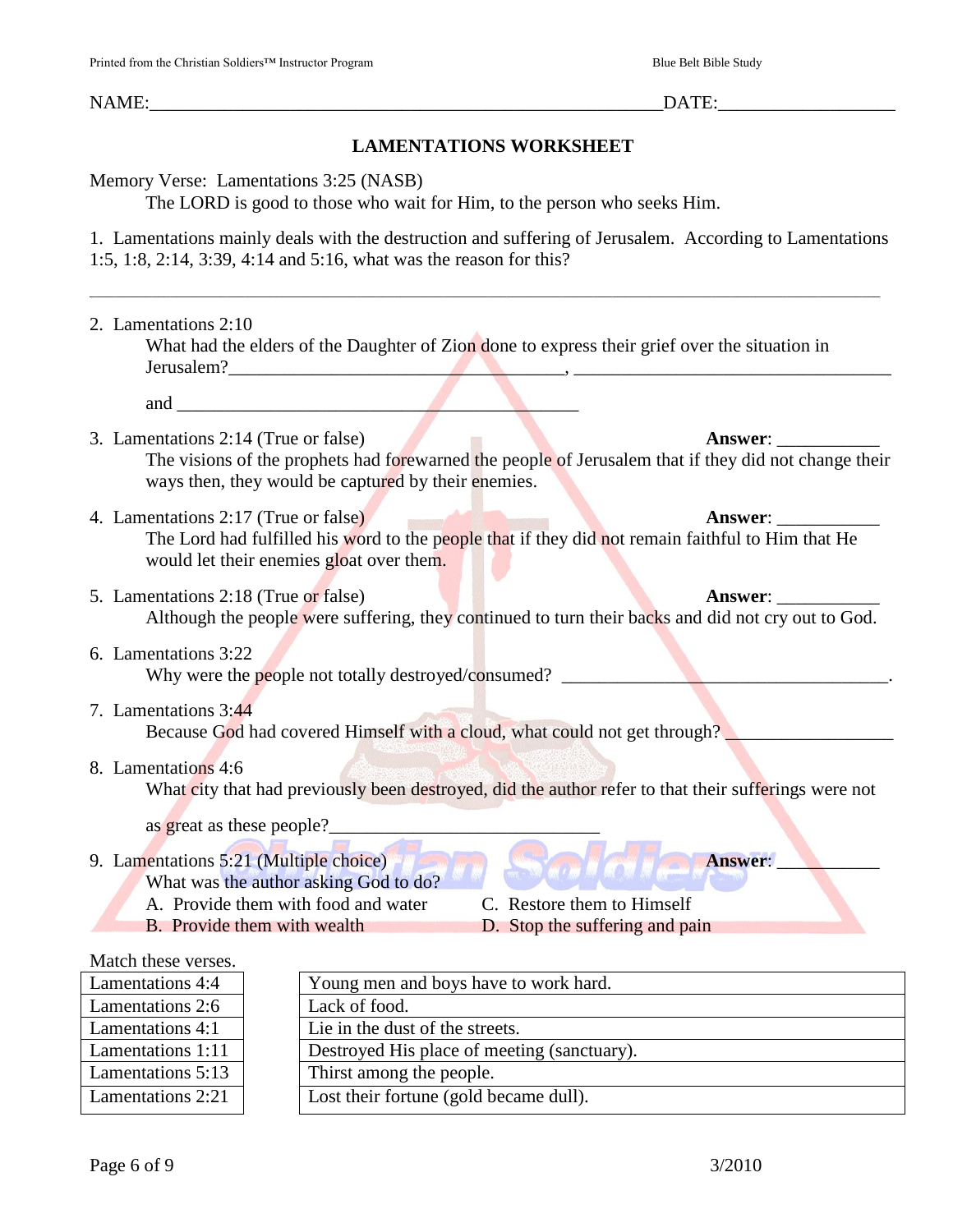NAME:\_\_\_\_\_\_\_\_\_\_\_\_\_\_\_\_\_\_\_\_\_\_\_\_\_\_\_\_\_\_\_\_\_\_\_\_\_\_\_\_\_\_\_\_\_\_\_\_\_\_\_\_\_\_\_DATE:\_\_\_\_\_\_\_\_\_\_\_\_\_\_\_\_\_\_\_

## LAMENTATIONS WORKSHEET

Memory Verse: Lamentations 3:25 (NASB)

The LORD is good to those who wait for Him, to the person who seeks Him.

1. Lamentations mainly deals with the destruction and suffering of Jerusalem. According to Lamentations 1:5, 1:8, 2:14, 3:39, 4:14 and 5:16, what was the reason for this?

\_\_\_\_\_\_\_\_\_\_\_\_\_\_\_\_\_\_\_\_\_\_\_\_\_\_\_\_\_\_\_\_\_\_\_\_\_\_\_\_\_\_\_\_\_\_\_\_\_\_\_\_\_\_\_\_\_\_\_\_\_\_\_\_\_\_\_\_\_\_\_\_\_\_\_\_\_\_\_\_\_\_\_\_

2. Lamentations 2:10
   What had the elders of the Daughter of Zion done to express their grief over the situation in Jerusalem?\_\_\_\_\_\_\_\_\_\_\_\_\_\_\_\_\_\_\_\_\_\_\_\_\_\_\_\_\_\_\_\_\_\_\_\_, \_\_\_\_\_\_\_\_\_\_\_\_\_\_\_\_\_\_\_\_\_\_\_\_\_\_\_\_\_\_\_\_\_\_\_

   and \_\_\_\_\_\_\_\_\_\_\_\_\_\_\_\_\_\_\_\_\_\_\_\_\_\_\_\_\_\_\_\_\_\_\_\_\_\_\_\_\_\_\_\_

3. Lamentations 2:14 (True or false) **Answer**: \_\_\_\_\_\_\_\_\_\_\_
   The visions of the prophets had forewarned the people of Jerusalem that if they did not change their ways then, they would be captured by their enemies.

4. Lamentations 2:17 (True or false) **Answer**: \_\_\_\_\_\_\_\_\_\_\_
   The Lord had fulfilled his word to the people that if they did not remain faithful to Him that He would let their enemies gloat over them.

5. Lamentations 2:18 (True or false) **Answer**: \_\_\_\_\_\_\_\_\_\_\_
   Although the people were suffering, they continued to turn their backs and did not cry out to God.

6. Lamentations 3:22
   Why were the people not totally destroyed/consumed? \_\_\_\_\_\_\_\_\_\_\_\_\_\_\_\_\_\_\_\_\_\_\_\_\_\_\_\_\_\_\_\_\_\_\_\_.

7. Lamentations 3:44
   Because God had covered Himself with a cloud, what could not get through? \_\_\_\_\_\_\_\_\_\_\_\_\_\_\_\_\_

8. Lamentations 4:6
   What city that had previously been destroyed, did the author refer to that their sufferings were not as great as these people?\_\_\_\_\_\_\_\_\_\_\_\_\_\_\_\_\_\_\_\_\_\_\_\_\_\_\_\_\_\_

9. Lamentations 5:21 (Multiple choice) **Answer**: \_\_\_\_\_\_\_\_\_\_\_
   What was the author asking God to do?
   A. Provide them with food and water
   B. Provide them with wealth
   C. Restore them to Himself
   D. Stop the suffering and pain

Match these verses.

| Verse | Description |
|---|---|
| Lamentations 4:4 | Young men and boys have to work hard. |
| Lamentations 2:6 | Lack of food. |
| Lamentations 4:1 | Lie in the dust of the streets. |
| Lamentations 1:11 | Destroyed His place of meeting (sanctuary). |
| Lamentations 5:13 | Thirst among the people. |
| Lamentations 2:21 | Lost their fortune (gold became dull). |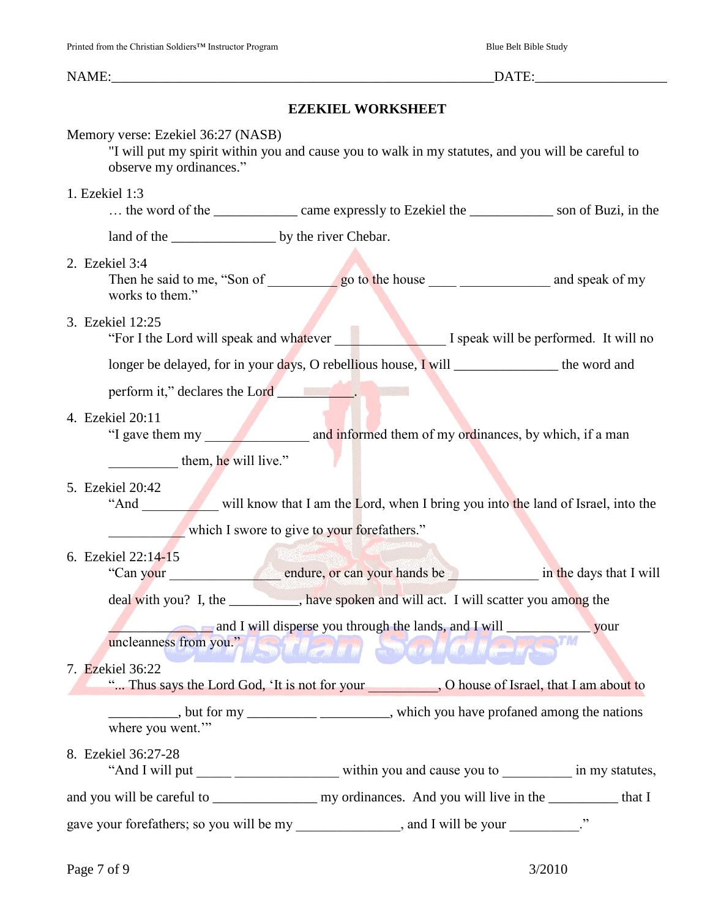NAME:\_\_\_\_\_\_\_\_\_\_\_\_\_\_\_\_\_\_\_\_\_\_\_\_\_\_\_\_\_\_\_\_\_\_\_\_\_\_\_\_\_\_\_\_\_\_\_\_\_\_\_\_\_\_\_\_DATE:\_\_\_\_\_\_\_\_\_\_\_\_\_\_\_\_\_\_\_

## EZEKIEL WORKSHEET

Memory verse: Ezekiel 36:27 (NASB)

> "I will put my spirit within you and cause you to walk in my statutes, and you will be careful to observe my ordinances."

1. Ezekiel 1:3
   … the word of the \_\_\_\_\_\_\_\_\_\_\_\_ came expressly to Ezekiel the \_\_\_\_\_\_\_\_\_\_\_\_ son of Buzi, in the land of the \_\_\_\_\_\_\_\_\_\_\_\_\_\_\_ by the river Chebar.

2. Ezekiel 3:4
   Then he said to me, "Son of \_\_\_\_\_\_\_\_\_\_ go to the house \_\_\_\_ \_\_\_\_\_\_\_\_\_\_\_\_\_ and speak of my works to them."

3. Ezekiel 12:25
   "For I the Lord will speak and whatever \_\_\_\_\_\_\_\_\_\_\_\_\_\_\_\_ I speak will be performed. It will no longer be delayed, for in your days, O rebellious house, I will \_\_\_\_\_\_\_\_\_\_\_\_\_\_\_ the word and perform it," declares the Lord \_\_\_\_\_\_\_\_\_\_\_.

4. Ezekiel 20:11
   "I gave them my \_\_\_\_\_\_\_\_\_\_\_\_\_\_\_ and informed them of my ordinances, by which, if a man \_\_\_\_\_\_\_\_\_\_ them, he will live."

5. Ezekiel 20:42
   "And \_\_\_\_\_\_\_\_\_\_\_ will know that I am the Lord, when I bring you into the land of Israel, into the \_\_\_\_\_\_\_\_\_\_\_ which I swore to give to your forefathers."

6. Ezekiel 22:14-15
   "Can your \_\_\_\_\_\_\_\_\_\_\_\_\_\_\_\_ endure, or can your hands be \_\_\_\_\_\_\_\_\_\_\_\_\_ in the days that I will deal with you? I, the \_\_\_\_\_\_\_\_\_\_, have spoken and will act. I will scatter you among the \_\_\_\_\_\_\_\_\_\_\_\_\_\_\_ and I will disperse you through the lands, and I will \_\_\_\_\_\_\_\_\_\_\_\_ your uncleanness from you."

7. Ezekiel 36:22
   "... Thus says the Lord God, 'It is not for your \_\_\_\_\_\_\_\_\_\_, O house of Israel, that I am about to \_\_\_\_\_\_\_\_\_\_, but for my \_\_\_\_\_\_\_\_\_\_ \_\_\_\_\_\_\_\_\_\_, which you have profaned among the nations where you went.'"

8. Ezekiel 36:27-28
   "And I will put \_\_\_\_\_ \_\_\_\_\_\_\_\_\_\_\_\_\_\_\_ within you and cause you to \_\_\_\_\_\_\_\_\_\_ in my statutes, and you will be careful to \_\_\_\_\_\_\_\_\_\_\_\_\_\_\_ my ordinances. And you will live in the \_\_\_\_\_\_\_\_\_\_ that I gave your forefathers; so you will be my \_\_\_\_\_\_\_\_\_\_\_\_\_\_\_, and I will be your \_\_\_\_\_\_\_\_\_\_."

3/2010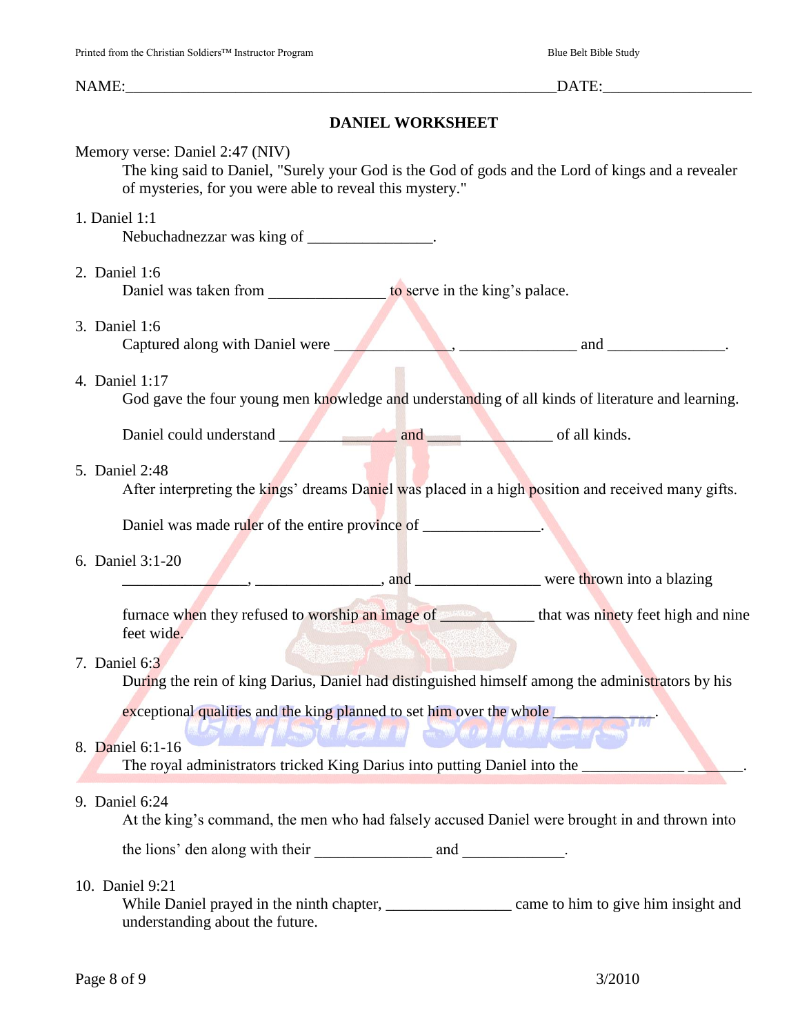NAME:________________________________________________________DATE:__________________

## DANIEL WORKSHEET

Memory verse: Daniel 2:47 (NIV)

The king said to Daniel, "Surely your God is the God of gods and the Lord of kings and a revealer of mysteries, for you were able to reveal this mystery."

1. Daniel 1:1

   Nebuchadnezzar was king of _______________.

2. Daniel 1:6

   Daniel was taken from ______________ to serve in the king's palace.

3. Daniel 1:6

   Captured along with Daniel were ______________, ______________ and ______________.

4. Daniel 1:17

   God gave the four young men knowledge and understanding of all kinds of literature and learning.

   Daniel could understand ______________ and _______________ of all kinds.

5. Daniel 2:48

   After interpreting the kings' dreams Daniel was placed in a high position and received many gifts.

   Daniel was made ruler of the entire province of ______________.

6. Daniel 3:1-20

   _______________, _______________, and _______________ were thrown into a blazing

   furnace when they refused to worship an image of ____________ that was ninety feet high and nine feet wide.

7. Daniel 6:3

   During the rein of king Darius, Daniel had distinguished himself among the administrators by his

   exceptional qualities and the king planned to set him over the whole ___________.

8. Daniel 6:1-16

   The royal administrators tricked King Darius into putting Daniel into the ____________ _______.

9. Daniel 6:24

   At the king's command, the men who had falsely accused Daniel were brought in and thrown into

   the lions' den along with their ______________ and _____________.

10. Daniel 9:21

    While Daniel prayed in the ninth chapter, _______________ came to him to give him insight and understanding about the future.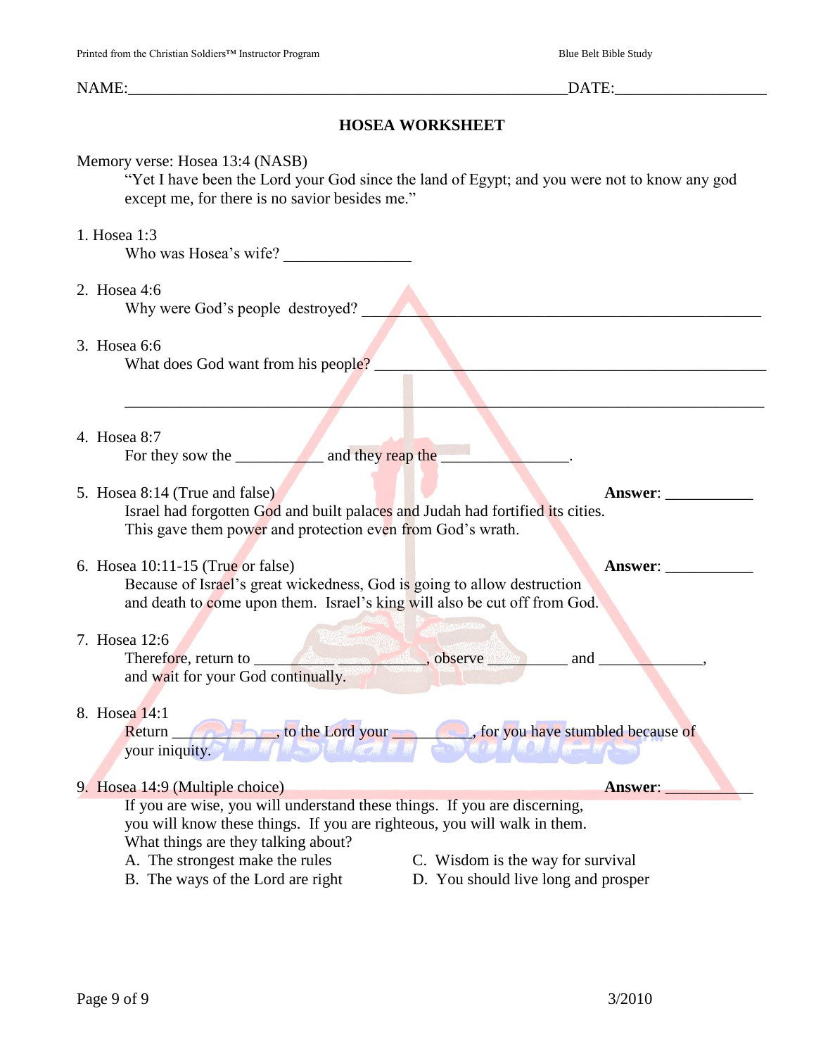NAME:_______________________________________________________DATE:__________________

# HOSEA WORKSHEET

Memory verse: Hosea 13:4 (NASB)

"Yet I have been the Lord your God since the land of Egypt; and you were not to know any god except me, for there is no savior besides me."

1. Hosea 1:3
   Who was Hosea's wife? _______________

2. Hosea 4:6
   Why were God's people destroyed? __________________________________________________

3. Hosea 6:6
   What does God want from his people? ______________________________________________

   ________________________________________________________________________________

4. Hosea 8:7
   For they sow the __________ and they reap the ______________.

5. Hosea 8:14 (True and false) **Answer**: __________
   Israel had forgotten God and built palaces and Judah had fortified its cities. This gave them power and protection even from God's wrath.

6. Hosea 10:11-15 (True or false) **Answer**: __________
   Because of Israel's great wickedness, God is going to allow destruction and death to come upon them. Israel's king will also be cut off from God.

7. Hosea 12:6
   Therefore, return to __________ __________, observe __________ and ____________, and wait for your God continually.

8. Hosea 14:1
   Return __________, to the Lord your __________, for you have stumbled because of your iniquity.

9. Hosea 14:9 (Multiple choice) **Answer**: __________
   If you are wise, you will understand these things. If you are discerning, you will know these things. If you are righteous, you will walk in them. What things are they talking about?
   A. The strongest make the rules
   B. The ways of the Lord are right
   C. Wisdom is the way for survival
   D. You should live long and prosper